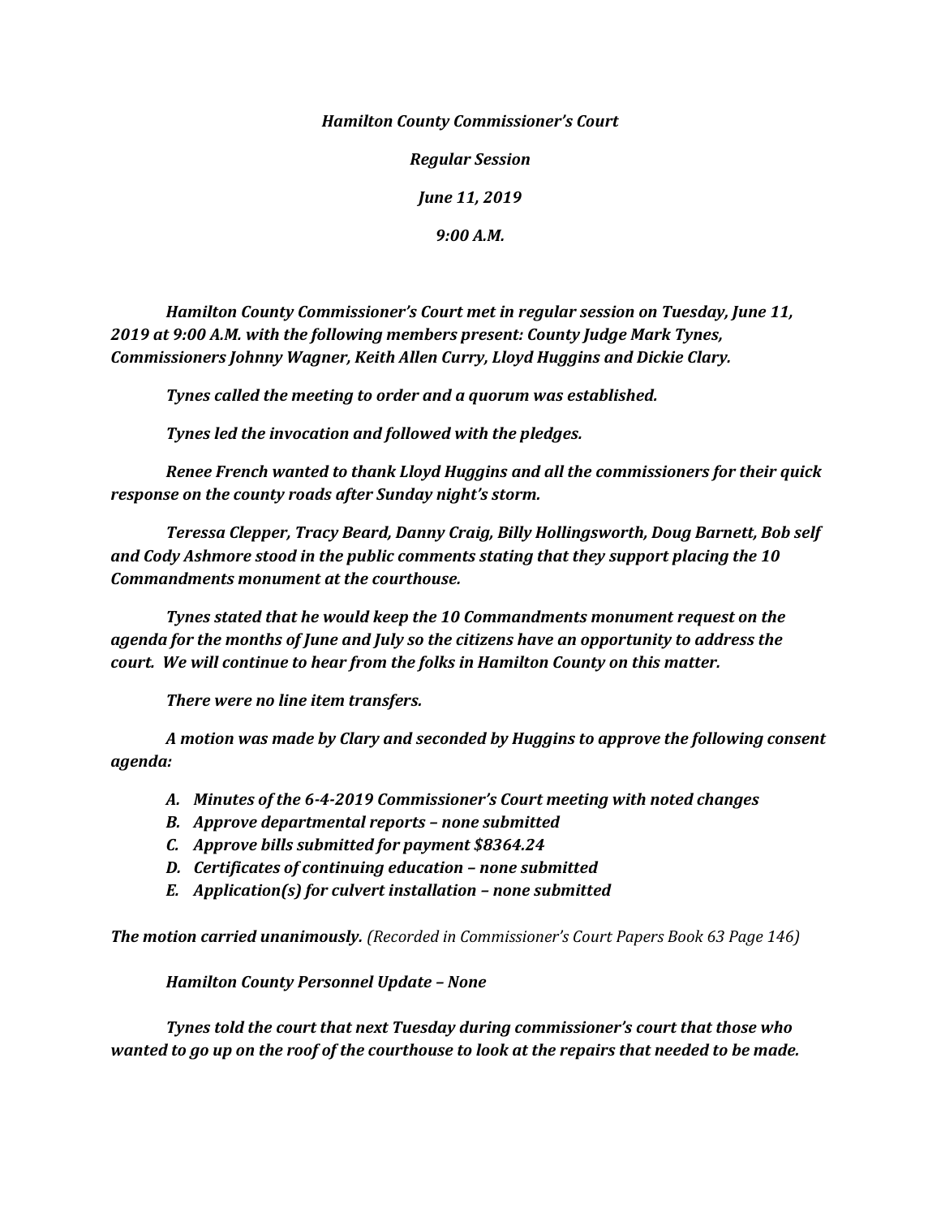*Hamilton County Commissioner's Court*

*Regular Session*

*June 11, 2019*

*9:00 A.M.*

***Hamilton County Commissioner's Court met in regular session on Tuesday, June 11, 2019 at 9:00 A.M. with the following members present: County Judge Mark Tynes, Commissioners Johnny Wagner, Keith Allen Curry, Lloyd Huggins and Dickie Clary.***

***Tynes called the meeting to order and a quorum was established.***

***Tynes led the invocation and followed with the pledges.***

***Renee French wanted to thank Lloyd Huggins and all the commissioners for their quick response on the county roads after Sunday night's storm.***

***Teressa Clepper, Tracy Beard, Danny Craig, Billy Hollingsworth, Doug Barnett, Bob self and Cody Ashmore stood in the public comments stating that they support placing the 10 Commandments monument at the courthouse.***

***Tynes stated that he would keep the 10 Commandments monument request on the agenda for the months of June and July so the citizens have an opportunity to address the court. We will continue to hear from the folks in Hamilton County on this matter.***

***There were no line item transfers.***

***A motion was made by Clary and seconded by Huggins to approve the following consent agenda:***

- ***A. Minutes of the 6-4-2019 Commissioner's Court meeting with noted changes***
- ***B. Approve departmental reports – none submitted***
- ***C. Approve bills submitted for payment $8364.24***
- ***D. Certificates of continuing education – none submitted***
- ***E. Application(s) for culvert installation – none submitted***

***The motion carried unanimously.*** *(Recorded in Commissioner's Court Papers Book 63 Page 146)*

***Hamilton County Personnel Update – None***

***Tynes told the court that next Tuesday during commissioner's court that those who wanted to go up on the roof of the courthouse to look at the repairs that needed to be made.***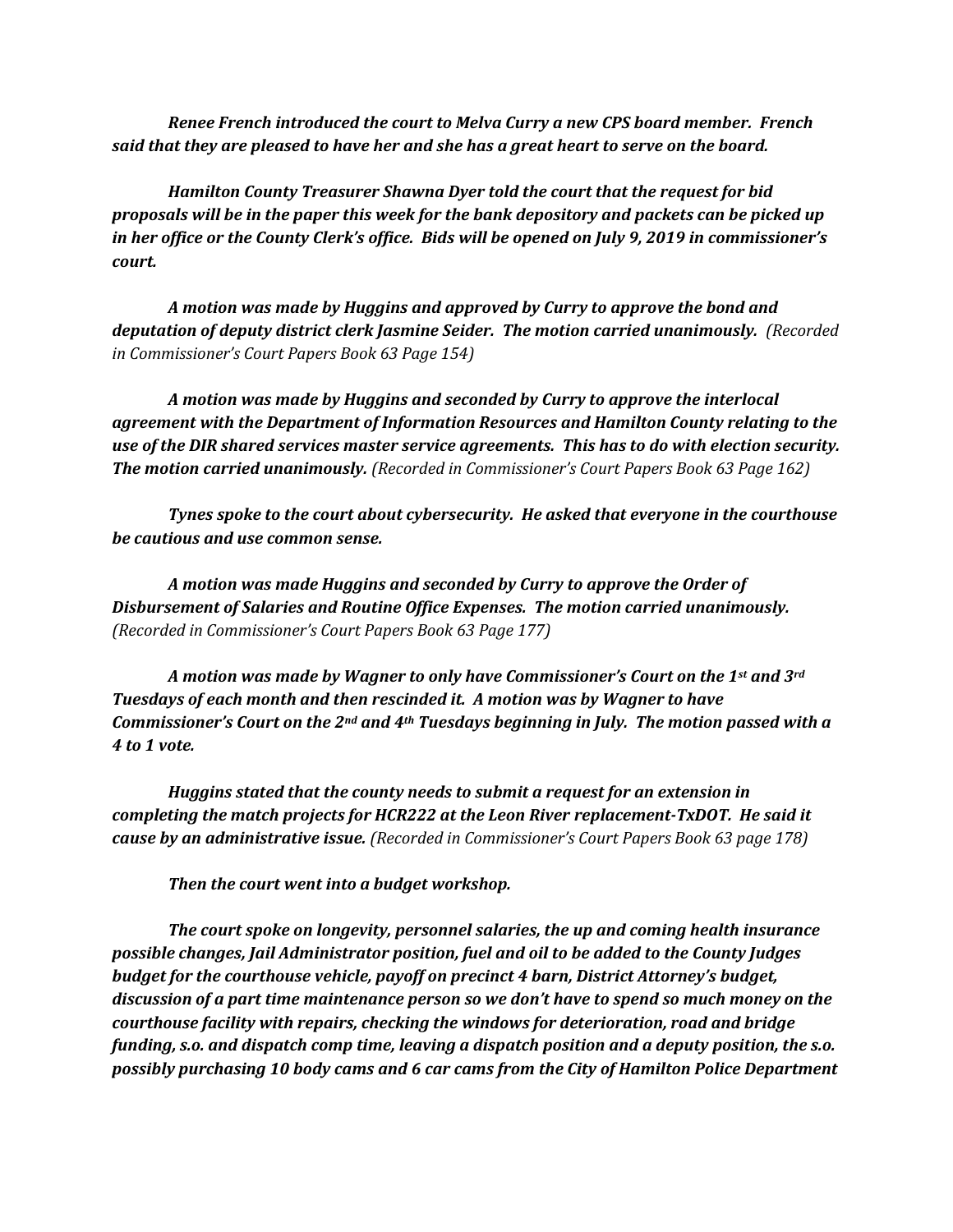***Renee French introduced the court to Melva Curry a new CPS board member. French said that they are pleased to have her and she has a great heart to serve on the board.***

***Hamilton County Treasurer Shawna Dyer told the court that the request for bid proposals will be in the paper this week for the bank depository and packets can be picked up in her office or the County Clerk's office. Bids will be opened on July 9, 2019 in commissioner's court.***

***A motion was made by Huggins and approved by Curry to approve the bond and deputation of deputy district clerk Jasmine Seider. The motion carried unanimously.*** *(Recorded in Commissioner's Court Papers Book 63 Page 154)*

***A motion was made by Huggins and seconded by Curry to approve the interlocal agreement with the Department of Information Resources and Hamilton County relating to the use of the DIR shared services master service agreements. This has to do with election security. The motion carried unanimously.*** *(Recorded in Commissioner's Court Papers Book 63 Page 162)*

***Tynes spoke to the court about cybersecurity. He asked that everyone in the courthouse be cautious and use common sense.***

***A motion was made Huggins and seconded by Curry to approve the Order of Disbursement of Salaries and Routine Office Expenses. The motion carried unanimously.*** *(Recorded in Commissioner's Court Papers Book 63 Page 177)*

***A motion was made by Wagner to only have Commissioner's Court on the 1st and 3rd Tuesdays of each month and then rescinded it. A motion was by Wagner to have Commissioner's Court on the 2nd and 4th Tuesdays beginning in July. The motion passed with a 4 to 1 vote.***

***Huggins stated that the county needs to submit a request for an extension in completing the match projects for HCR222 at the Leon River replacement-TxDOT. He said it cause by an administrative issue.*** *(Recorded in Commissioner's Court Papers Book 63 page 178)*

***Then the court went into a budget workshop.***

***The court spoke on longevity, personnel salaries, the up and coming health insurance possible changes, Jail Administrator position, fuel and oil to be added to the County Judges budget for the courthouse vehicle, payoff on precinct 4 barn, District Attorney's budget, discussion of a part time maintenance person so we don't have to spend so much money on the courthouse facility with repairs, checking the windows for deterioration, road and bridge funding, s.o. and dispatch comp time, leaving a dispatch position and a deputy position, the s.o. possibly purchasing 10 body cams and 6 car cams from the City of Hamilton Police Department***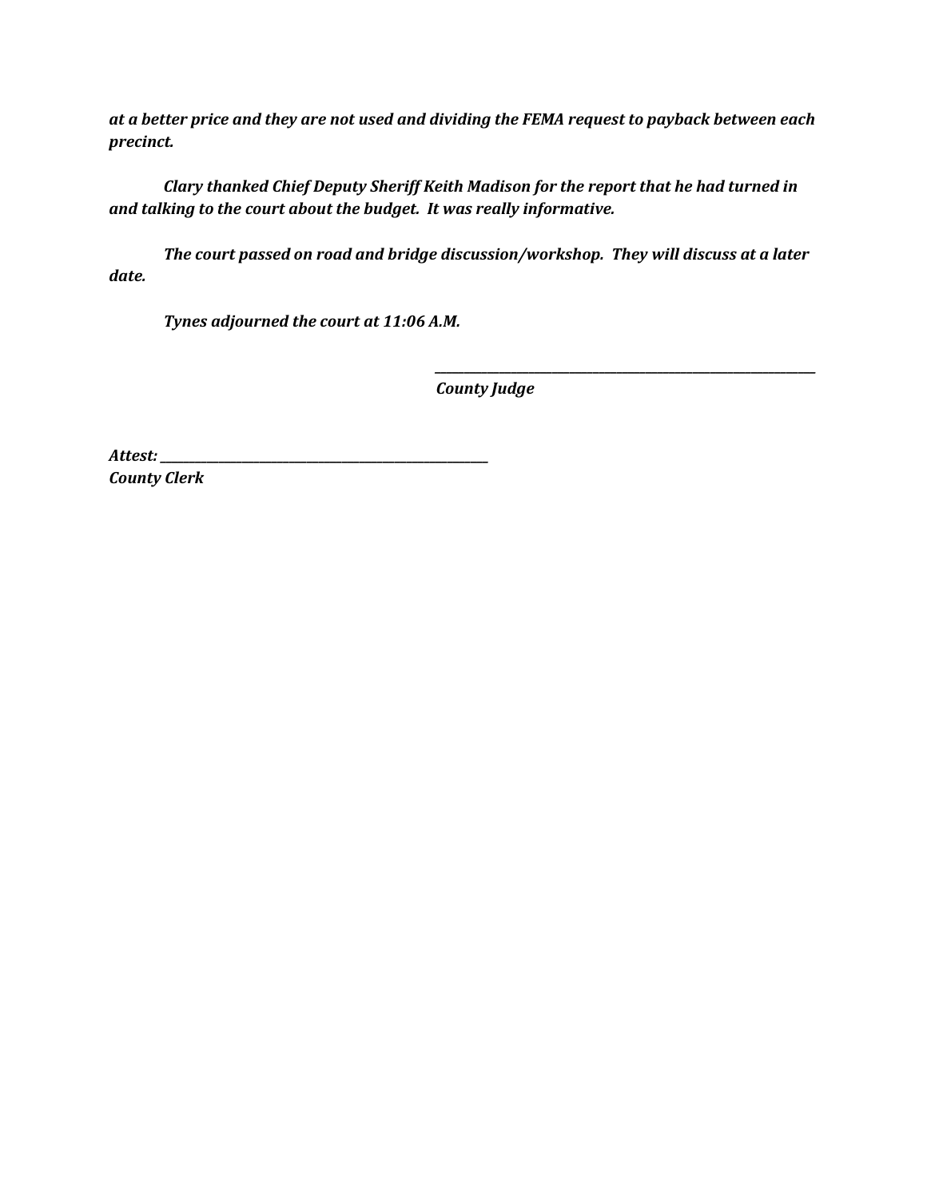*at a better price and they are not used and dividing the FEMA request to payback between each precinct.*

*Clary thanked Chief Deputy Sheriff Keith Madison for the report that he had turned in and talking to the court about the budget. It was really informative.*

*The court passed on road and bridge discussion/workshop. They will discuss at a later date.*

*Tynes adjourned the court at 11:06 A.M.*

*\_\_\_\_\_\_\_\_\_\_\_\_\_\_\_\_\_\_\_\_\_\_\_\_\_\_\_\_\_\_\_\_\_\_\_\_\_\_\_\_\_\_\_\_*
*County Judge*

*Attest: \_\_\_\_\_\_\_\_\_\_\_\_\_\_\_\_\_\_\_\_\_\_\_\_\_\_\_\_\_\_\_\_\_\_\_\_\_\_*
*County Clerk*